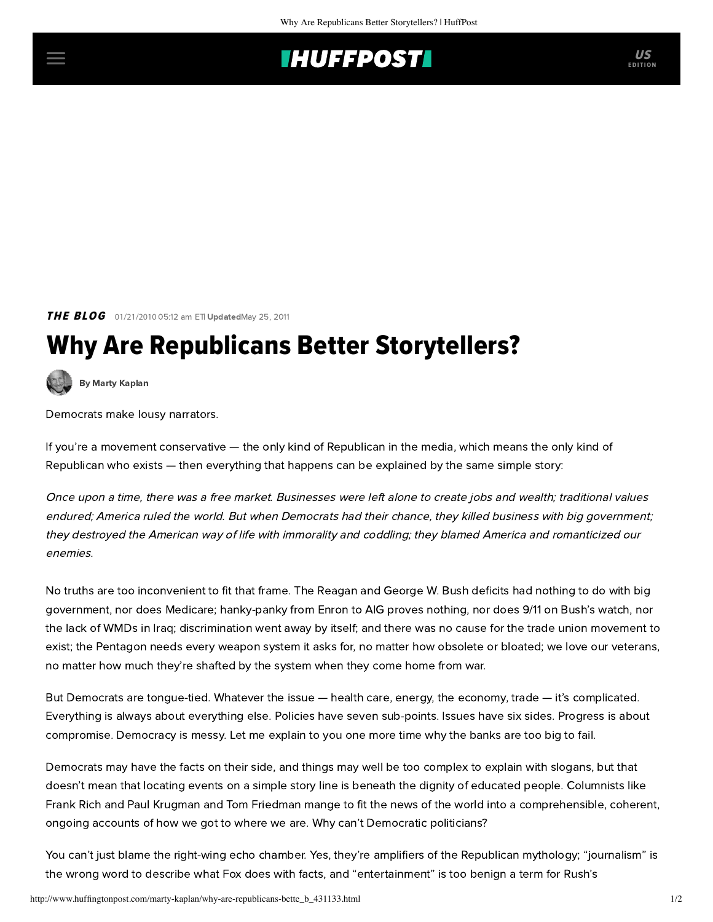**THE BLOG** 01/21/2010 05:12 am ET| **Updated** May 25, 2011

# Why Are Republicans Better Storytellers?

**By Marty Kaplan**

Democrats make lousy narrators.

If you're a movement conservative — the only kind of Republican in the media, which means the only kind of Republican who exists — then everything that happens can be explained by the same simple story:

*Once upon a time, there was a free market. Businesses were left alone to create jobs and wealth; traditional values endured; America ruled the world. But when Democrats had their chance, they killed business with big government; they destroyed the American way of life with immorality and coddling; they blamed America and romanticized our enemies.*

No truths are too inconvenient to fit that frame. The Reagan and George W. Bush deficits had nothing to do with big government, nor does Medicare; hanky-panky from Enron to AIG proves nothing, nor does 9/11 on Bush's watch, nor the lack of WMDs in Iraq; discrimination went away by itself; and there was no cause for the trade union movement to exist; the Pentagon needs every weapon system it asks for, no matter how obsolete or bloated; we love our veterans, no matter how much they're shafted by the system when they come home from war.

But Democrats are tongue-tied. Whatever the issue — health care, energy, the economy, trade — it's complicated. Everything is always about everything else. Policies have seven sub-points. Issues have six sides. Progress is about compromise. Democracy is messy. Let me explain to you one more time why the banks are too big to fail.

Democrats may have the facts on their side, and things may well be too complex to explain with slogans, but that doesn't mean that locating events on a simple story line is beneath the dignity of educated people. Columnists like Frank Rich and Paul Krugman and Tom Friedman mange to fit the news of the world into a comprehensible, coherent, ongoing accounts of how we got to where we are. Why can't Democratic politicians?

You can't just blame the right-wing echo chamber. Yes, they're amplifiers of the Republican mythology; "journalism" is the wrong word to describe what Fox does with facts, and "entertainment" is too benign a term for Rush's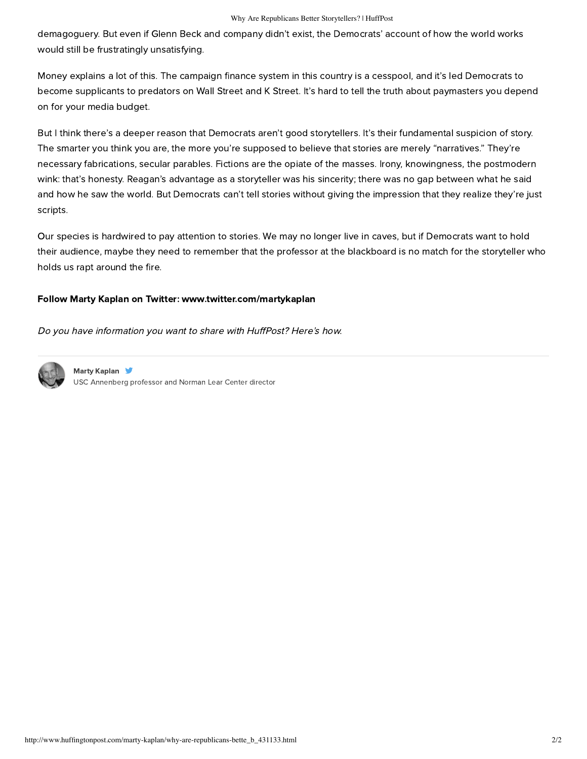demagoguery. But even if Glenn Beck and company didn't exist, the Democrats' account of how the world works would still be frustratingly unsatisfying.

Money explains a lot of this. The campaign finance system in this country is a cesspool, and it's led Democrats to become supplicants to predators on Wall Street and K Street. It's hard to tell the truth about paymasters you depend on for your media budget.

But I think there's a deeper reason that Democrats aren't good storytellers. It's their fundamental suspicion of story. The smarter you think you are, the more you're supposed to believe that stories are merely "narratives." They're necessary fabrications, secular parables. Fictions are the opiate of the masses. Irony, knowingness, the postmodern wink: that's honesty. Reagan's advantage as a storyteller was his sincerity; there was no gap between what he said and how he saw the world. But Democrats can't tell stories without giving the impression that they realize they're just scripts.

Our species is hardwired to pay attention to stories. We may no longer live in caves, but if Democrats want to hold their audience, maybe they need to remember that the professor at the blackboard is no match for the storyteller who holds us rapt around the fire.

**Follow Marty Kaplan on Twitter: www.twitter.com/martykaplan**

*Do you have information you want to share with HuffPost? Here's how.*

---

**Marty Kaplan**
USC Annenberg professor and Norman Lear Center director